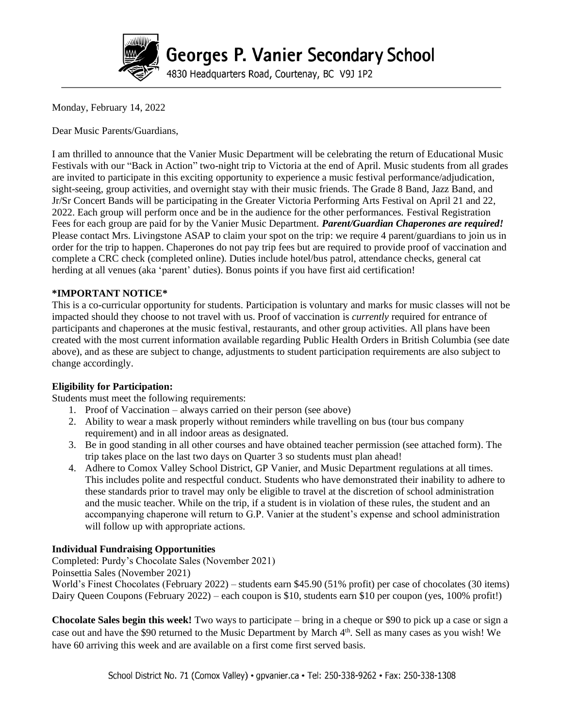# Georges P. Vanier Secondary School

4830 Headquarters Road, Courtenay, BC V9J 1P2

Monday, February 14, 2022

Dear Music Parents/Guardians,

I am thrilled to announce that the Vanier Music Department will be celebrating the return of Educational Music Festivals with our "Back in Action" two-night trip to Victoria at the end of April. Music students from all grades are invited to participate in this exciting opportunity to experience a music festival performance/adjudication, sight-seeing, group activities, and overnight stay with their music friends. The Grade 8 Band, Jazz Band, and Jr/Sr Concert Bands will be participating in the Greater Victoria Performing Arts Festival on April 21 and 22, 2022. Each group will perform once and be in the audience for the other performances. Festival Registration Fees for each group are paid for by the Vanier Music Department. ***Parent/Guardian Chaperones are required!*** Please contact Mrs. Livingstone ASAP to claim your spot on the trip: we require 4 parent/guardians to join us in order for the trip to happen. Chaperones do not pay trip fees but are required to provide proof of vaccination and complete a CRC check (completed online). Duties include hotel/bus patrol, attendance checks, general cat herding at all venues (aka 'parent' duties). Bonus points if you have first aid certification!

**\*IMPORTANT NOTICE\***

This is a co-curricular opportunity for students. Participation is voluntary and marks for music classes will not be impacted should they choose to not travel with us. Proof of vaccination is *currently* required for entrance of participants and chaperones at the music festival, restaurants, and other group activities. All plans have been created with the most current information available regarding Public Health Orders in British Columbia (see date above), and as these are subject to change, adjustments to student participation requirements are also subject to change accordingly.

**Eligibility for Participation:**

Students must meet the following requirements:

1. Proof of Vaccination – always carried on their person (see above)
2. Ability to wear a mask properly without reminders while travelling on bus (tour bus company requirement) and in all indoor areas as designated.
3. Be in good standing in all other courses and have obtained teacher permission (see attached form). The trip takes place on the last two days on Quarter 3 so students must plan ahead!
4. Adhere to Comox Valley School District, GP Vanier, and Music Department regulations at all times. This includes polite and respectful conduct. Students who have demonstrated their inability to adhere to these standards prior to travel may only be eligible to travel at the discretion of school administration and the music teacher. While on the trip, if a student is in violation of these rules, the student and an accompanying chaperone will return to G.P. Vanier at the student's expense and school administration will follow up with appropriate actions.

**Individual Fundraising Opportunities**

Completed: Purdy's Chocolate Sales (November 2021)
Poinsettia Sales (November 2021)
World's Finest Chocolates (February 2022) – students earn $45.90 (51% profit) per case of chocolates (30 items)
Dairy Queen Coupons (February 2022) – each coupon is $10, students earn $10 per coupon (yes, 100% profit!)

**Chocolate Sales begin this week!** Two ways to participate – bring in a cheque or $90 to pick up a case or sign a case out and have the $90 returned to the Music Department by March 4th. Sell as many cases as you wish! We have 60 arriving this week and are available on a first come first served basis.

School District No. 71 (Comox Valley) • gpvanier.ca • Tel: 250-338-9262 • Fax: 250-338-1308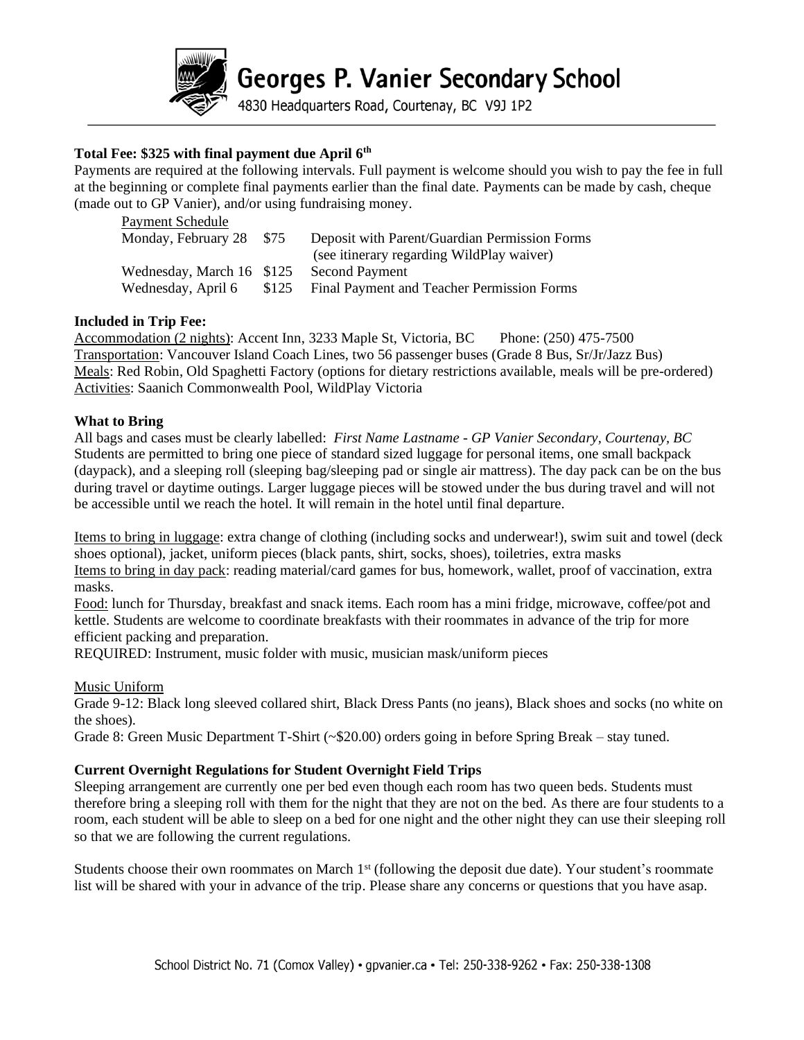**Georges P. Vanier Secondary School**
4830 Headquarters Road, Courtenay, BC V9J 1P2

**Total Fee: $325 with final payment due April 6th**

Payments are required at the following intervals. Full payment is welcome should you wish to pay the fee in full at the beginning or complete final payments earlier than the final date. Payments can be made by cash, cheque (made out to GP Vanier), and/or using fundraising money.

Payment Schedule

| | | |
|---|---|---|
| Monday, February 28 | $75 | Deposit with Parent/Guardian Permission Forms (see itinerary regarding WildPlay waiver) |
| Wednesday, March 16 | $125 | Second Payment |
| Wednesday, April 6 | $125 | Final Payment and Teacher Permission Forms |

**Included in Trip Fee:**

Accommodation (2 nights): Accent Inn, 3233 Maple St, Victoria, BC Phone: (250) 475-7500
Transportation: Vancouver Island Coach Lines, two 56 passenger buses (Grade 8 Bus, Sr/Jr/Jazz Bus)
Meals: Red Robin, Old Spaghetti Factory (options for dietary restrictions available, meals will be pre-ordered)
Activities: Saanich Commonwealth Pool, WildPlay Victoria

**What to Bring**

All bags and cases must be clearly labelled: *First Name Lastname - GP Vanier Secondary, Courtenay, BC*
Students are permitted to bring one piece of standard sized luggage for personal items, one small backpack (daypack), and a sleeping roll (sleeping bag/sleeping pad or single air mattress). The day pack can be on the bus during travel or daytime outings. Larger luggage pieces will be stowed under the bus during travel and will not be accessible until we reach the hotel. It will remain in the hotel until final departure.

Items to bring in luggage: extra change of clothing (including socks and underwear!), swim suit and towel (deck shoes optional), jacket, uniform pieces (black pants, shirt, socks, shoes), toiletries, extra masks
Items to bring in day pack: reading material/card games for bus, homework, wallet, proof of vaccination, extra masks.
Food: lunch for Thursday, breakfast and snack items. Each room has a mini fridge, microwave, coffee/pot and kettle. Students are welcome to coordinate breakfasts with their roommates in advance of the trip for more efficient packing and preparation.
REQUIRED: Instrument, music folder with music, musician mask/uniform pieces

Music Uniform

Grade 9-12: Black long sleeved collared shirt, Black Dress Pants (no jeans), Black shoes and socks (no white on the shoes).
Grade 8: Green Music Department T-Shirt (~$20.00) orders going in before Spring Break – stay tuned.

**Current Overnight Regulations for Student Overnight Field Trips**

Sleeping arrangement are currently one per bed even though each room has two queen beds. Students must therefore bring a sleeping roll with them for the night that they are not on the bed. As there are four students to a room, each student will be able to sleep on a bed for one night and the other night they can use their sleeping roll so that we are following the current regulations.

Students choose their own roommates on March 1st (following the deposit due date). Your student's roommate list will be shared with your in advance of the trip. Please share any concerns or questions that you have asap.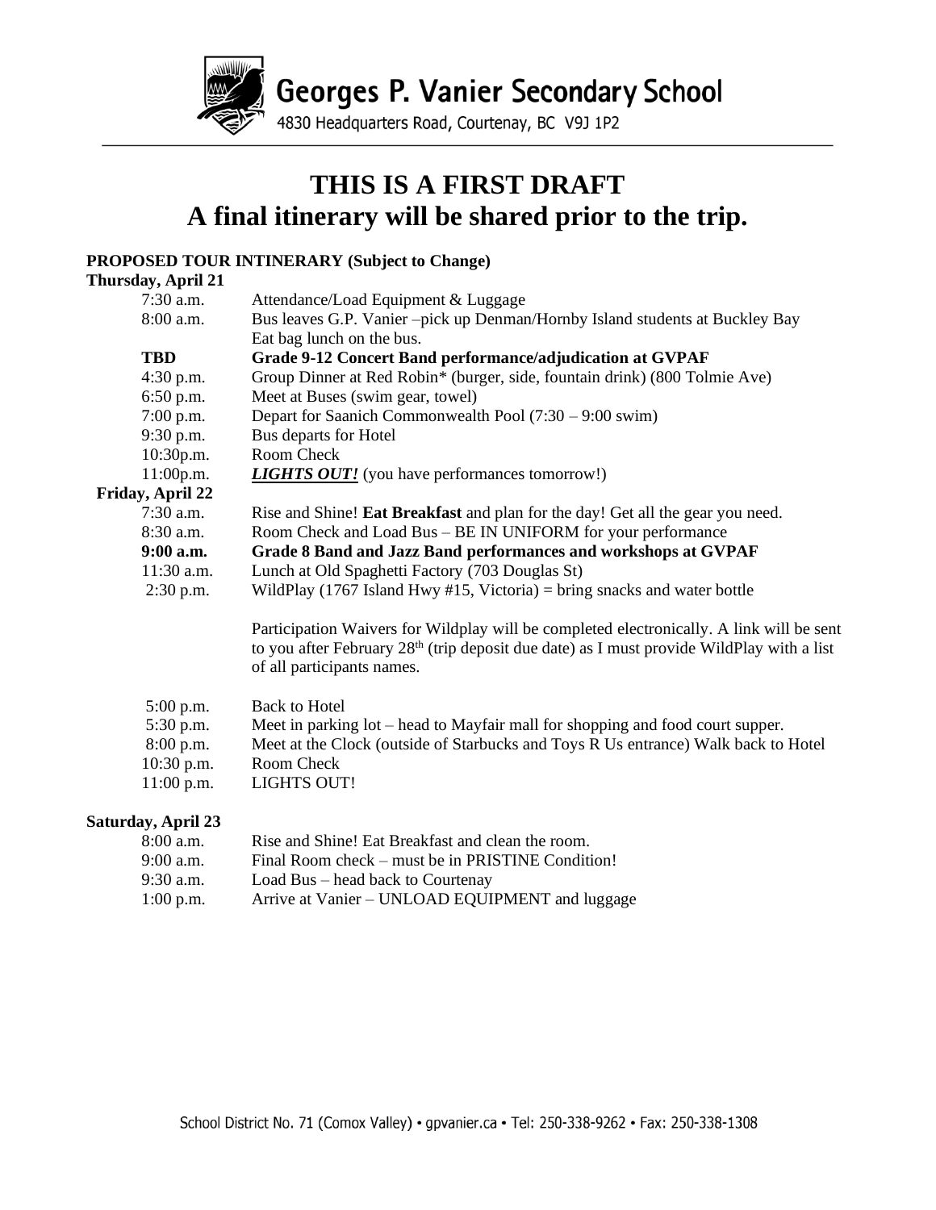Georges P. Vanier Secondary School

4830 Headquarters Road, Courtenay, BC V9J 1P2

# THIS IS A FIRST DRAFT
# A final itinerary will be shared prior to the trip.

**PROPOSED TOUR INTINERARY (Subject to Change)**

**Thursday, April 21**

| | |
|---|---|
| 7:30 a.m. | Attendance/Load Equipment & Luggage |
| 8:00 a.m. | Bus leaves G.P. Vanier –pick up Denman/Hornby Island students at Buckley Bay<br>Eat bag lunch on the bus. |
| **TBD** | **Grade 9-12 Concert Band performance/adjudication at GVPAF** |
| 4:30 p.m. | Group Dinner at Red Robin* (burger, side, fountain drink) (800 Tolmie Ave) |
| 6:50 p.m. | Meet at Buses (swim gear, towel) |
| 7:00 p.m. | Depart for Saanich Commonwealth Pool (7:30 – 9:00 swim) |
| 9:30 p.m. | Bus departs for Hotel |
| 10:30p.m. | Room Check |
| 11:00p.m. | ***LIGHTS OUT!*** (you have performances tomorrow!) |

**Friday, April 22**

| | |
|---|---|
| 7:30 a.m. | Rise and Shine! **Eat Breakfast** and plan for the day! Get all the gear you need. |
| 8:30 a.m. | Room Check and Load Bus – BE IN UNIFORM for your performance |
| **9:00 a.m.** | **Grade 8 Band and Jazz Band performances and workshops at GVPAF** |
| 11:30 a.m. | Lunch at Old Spaghetti Factory (703 Douglas St) |
| 2:30 p.m. | WildPlay (1767 Island Hwy #15, Victoria) = bring snacks and water bottle<br><br>Participation Waivers for Wildplay will be completed electronically. A link will be sent to you after February 28th (trip deposit due date) as I must provide WildPlay with a list of all participants names. |
| 5:00 p.m. | Back to Hotel |
| 5:30 p.m. | Meet in parking lot – head to Mayfair mall for shopping and food court supper. |
| 8:00 p.m. | Meet at the Clock (outside of Starbucks and Toys R Us entrance) Walk back to Hotel |
| 10:30 p.m. | Room Check |
| 11:00 p.m. | LIGHTS OUT! |

**Saturday, April 23**

| | |
|---|---|
| 8:00 a.m. | Rise and Shine! Eat Breakfast and clean the room. |
| 9:00 a.m. | Final Room check – must be in PRISTINE Condition! |
| 9:30 a.m. | Load Bus – head back to Courtenay |
| 1:00 p.m. | Arrive at Vanier – UNLOAD EQUIPMENT and luggage |

School District No. 71 (Comox Valley) • gpvanier.ca • Tel: 250-338-9262 • Fax: 250-338-1308